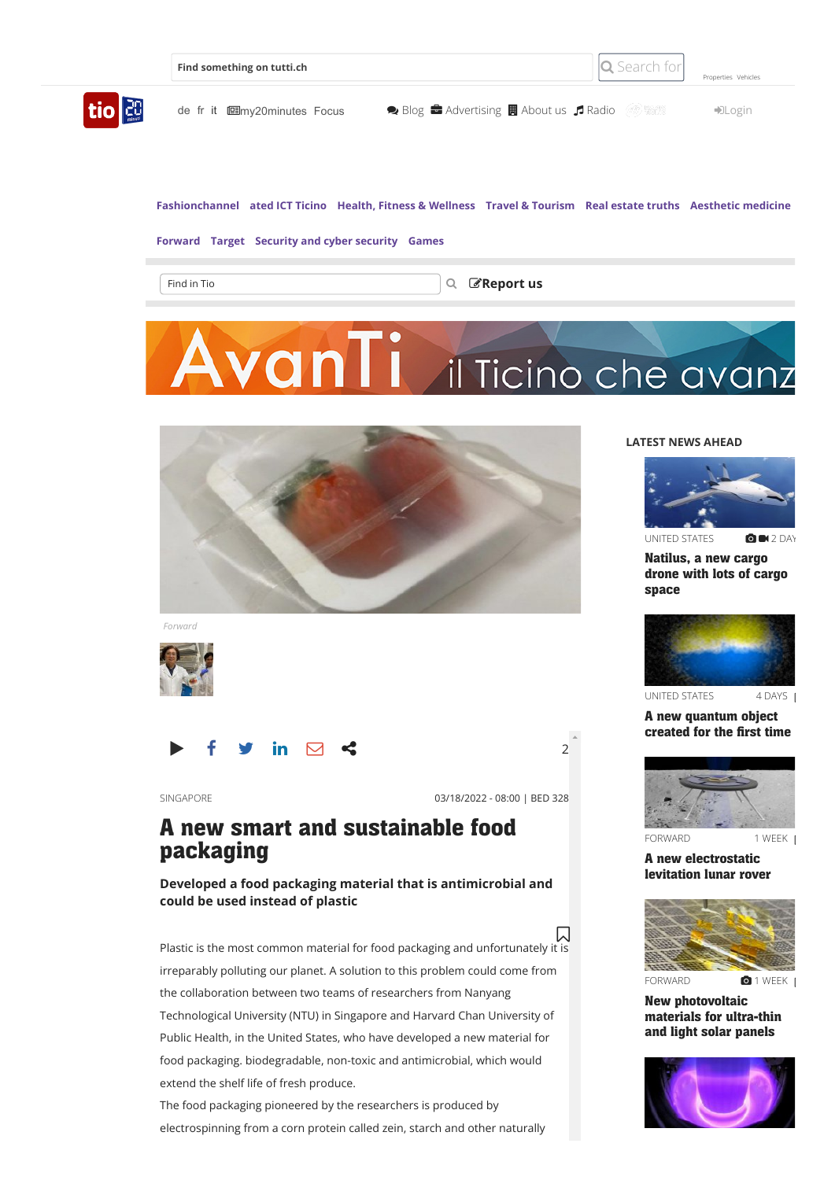Find something on tutti.ch

Search for

Properties Vehicles

de fr it my20minutes Focus

Blog Advertising About us Radio

Login

Fashionchannel ated ICT Ticino Health, Fitness & Wellness Travel & Tourism Real estate truths Aesthetic medicine

Forward Target Security and cyber security Games

Find in Tio

Report us

*Forward*

SINGAPORE

03/18/2022 - 08:00 | BED 328

# A new smart and sustainable food packaging

**Developed a food packaging material that is antimicrobial and could be used instead of plastic**

Plastic is the most common material for food packaging and unfortunately it is irreparably polluting our planet. A solution to this problem could come from the collaboration between two teams of researchers from Nanyang Technological University (NTU) in Singapore and Harvard Chan University of Public Health, in the United States, who have developed a new material for food packaging. biodegradable, non-toxic and antimicrobial, which would extend the shelf life of fresh produce.

The food packaging pioneered by the researchers is produced by electrospinning from a corn protein called zein, starch and other naturally

## LATEST NEWS AHEAD

UNITED STATES 2 DAY

**Natilus, a new cargo drone with lots of cargo space**

UNITED STATES 4 DAYS

**A new quantum object created for the first time**

FORWARD 1 WEEK

**A new electrostatic levitation lunar rover**

FORWARD 1 WEEK

**New photovoltaic materials for ultra-thin and light solar panels**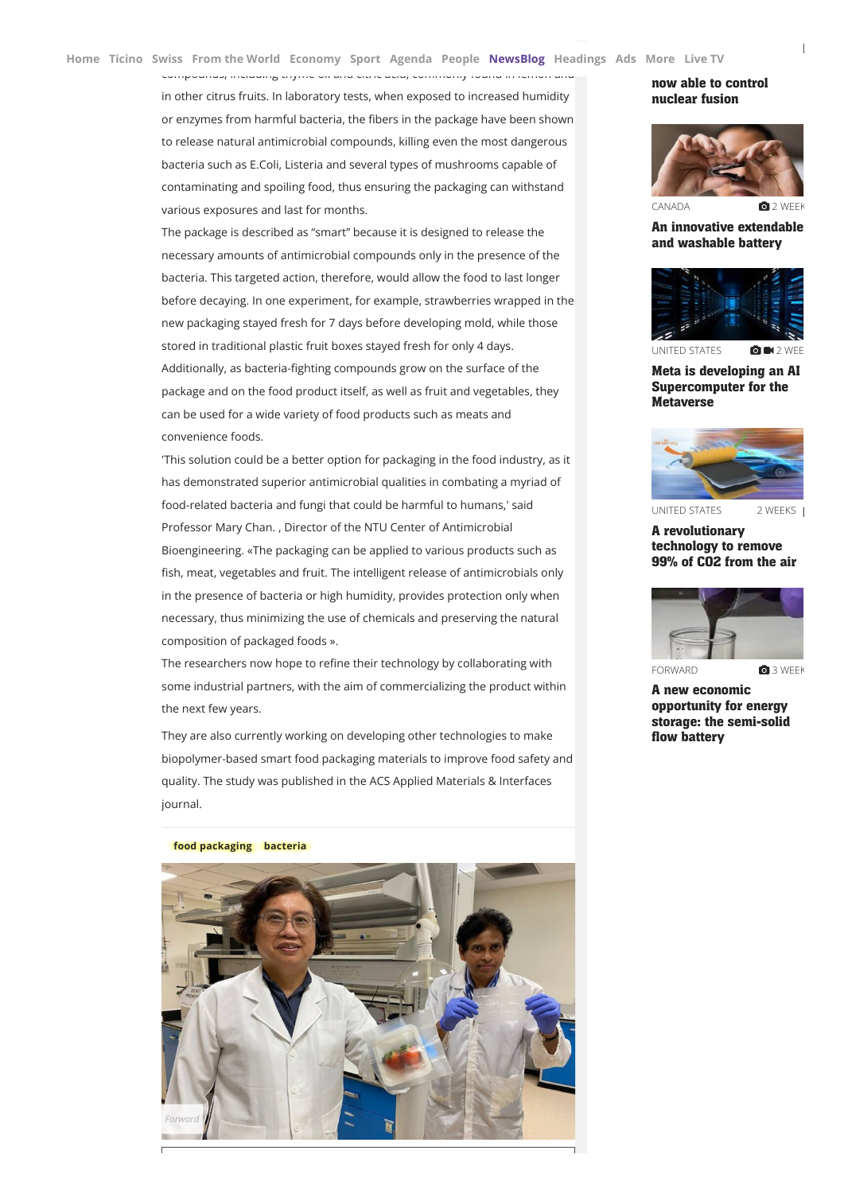in other citrus fruits. In laboratory tests, when exposed to increased humidity or enzymes from harmful bacteria, the fibers in the package have been shown to release natural antimicrobial compounds, killing even the most dangerous bacteria such as E.Coli, Listeria and several types of mushrooms capable of contaminating and spoiling food, thus ensuring the packaging can withstand various exposures and last for months.

The package is described as "smart" because it is designed to release the necessary amounts of antimicrobial compounds only in the presence of the bacteria. This targeted action, therefore, would allow the food to last longer before decaying. In one experiment, for example, strawberries wrapped in the new packaging stayed fresh for 7 days before developing mold, while those stored in traditional plastic fruit boxes stayed fresh for only 4 days.

Additionally, as bacteria-fighting compounds grow on the surface of the package and on the food product itself, as well as fruit and vegetables, they can be used for a wide variety of food products such as meats and convenience foods.

'This solution could be a better option for packaging in the food industry, as it has demonstrated superior antimicrobial qualities in combating a myriad of food-related bacteria and fungi that could be harmful to humans,' said Professor Mary Chan. , Director of the NTU Center of Antimicrobial Bioengineering. «The packaging can be applied to various products such as fish, meat, vegetables and fruit. The intelligent release of antimicrobials only in the presence of bacteria or high humidity, provides protection only when necessary, thus minimizing the use of chemicals and preserving the natural composition of packaged foods ».

The researchers now hope to refine their technology by collaborating with some industrial partners, with the aim of commercializing the product within the next few years.

They are also currently working on developing other technologies to make biopolymer-based smart food packaging materials to improve food safety and quality. The study was published in the ACS Applied Materials & Interfaces journal.

food packaging bacteria

Forward